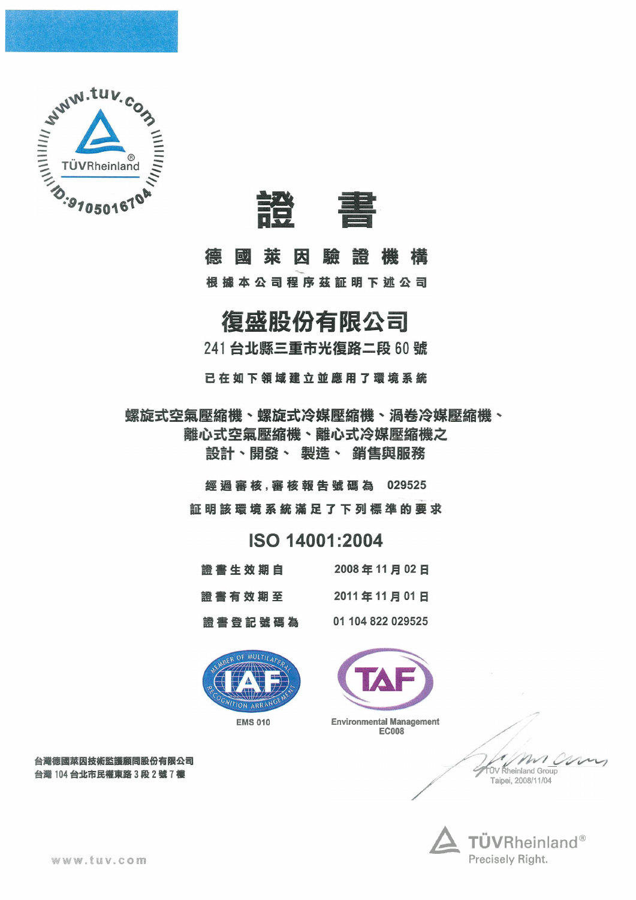www.tuv.com

TÜVRheinland

ID:9105016704

# 證　書

## 德國萊因驗證機構

根據本公司程序茲証明下述公司

## 復盛股份有限公司

241 台北縣三重市光復路二段 60 號

已在如下領域建立並應用了環境系統

**螺旋式空氣壓縮機、螺旋式冷媒壓縮機、渦卷冷媒壓縮機、**
**離心式空氣壓縮機、離心式冷媒壓縮機之**
**設計、開發、 製造、 銷售與服務**

經過審核，審核報告號碼為　029525

証明該環境系統滿足了下列標準的要求

## ISO 14001:2004

| | |
|---|---|
| 證書生效期自 | 2008 年 11 月 02 日 |
| 證書有效期至 | 2011 年 11 月 01 日 |
| 證書登記號碼為 | 01 104 822 029525 |

MEMBER OF MULTILATERAL RECOGNITION ARRANGEMENT IAF
EMS 010

TAF
Environmental Management
EC008

台灣德國萊因技術監護顧問股份有限公司
台灣 104 台北市民權東路 3 段 2 號 7 樓

TÜV Rheinland Group
Taipei, 2008/11/04

TÜVRheinland®
Precisely Right.

www.tuv.com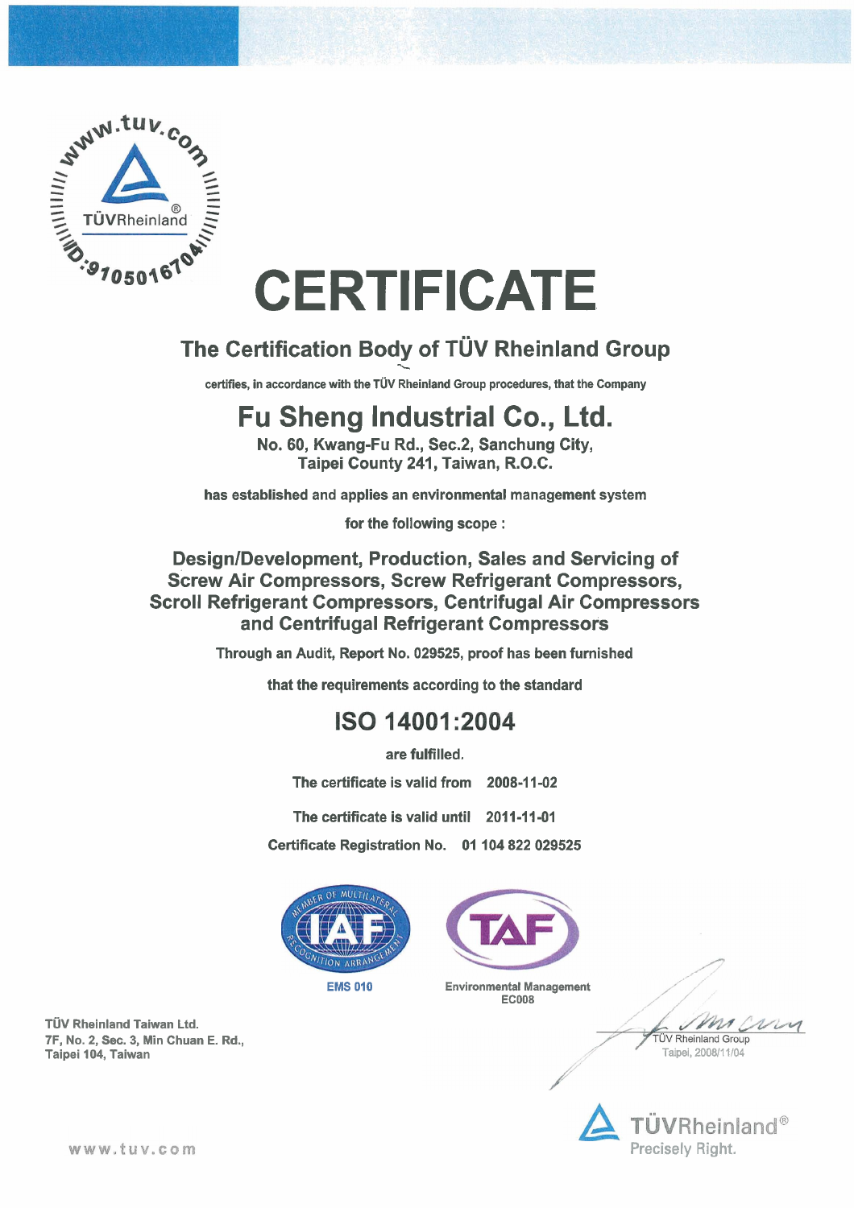# CERTIFICATE

## The Certification Body of TÜV Rheinland Group

certifies, in accordance with the TÜV Rheinland Group procedures, that the Company

## Fu Sheng Industrial Co., Ltd.

No. 60, Kwang-Fu Rd., Sec.2, Sanchung City,
Taipei County 241, Taiwan, R.O.C.

has established and applies an environmental management system

for the following scope :

**Design/Development, Production, Sales and Servicing of Screw Air Compressors, Screw Refrigerant Compressors, Scroll Refrigerant Compressors, Centrifugal Air Compressors and Centrifugal Refrigerant Compressors**

Through an Audit, Report No. 029525, proof has been furnished

that the requirements according to the standard

## ISO 14001:2004

are fulfilled.

The certificate is valid from 2008-11-02

The certificate is valid until 2011-11-01

Certificate Registration No. 01 104 822 029525

EMS 010

Environmental Management
EC008

TÜV Rheinland Taiwan Ltd.
7F, No. 2, Sec. 3, Min Chuan E. Rd.,
Taipei 104, Taiwan

TÜV Rheinland Group
Taipei, 2008/11/04

TÜVRheinland®
Precisely Right.

www.tuv.com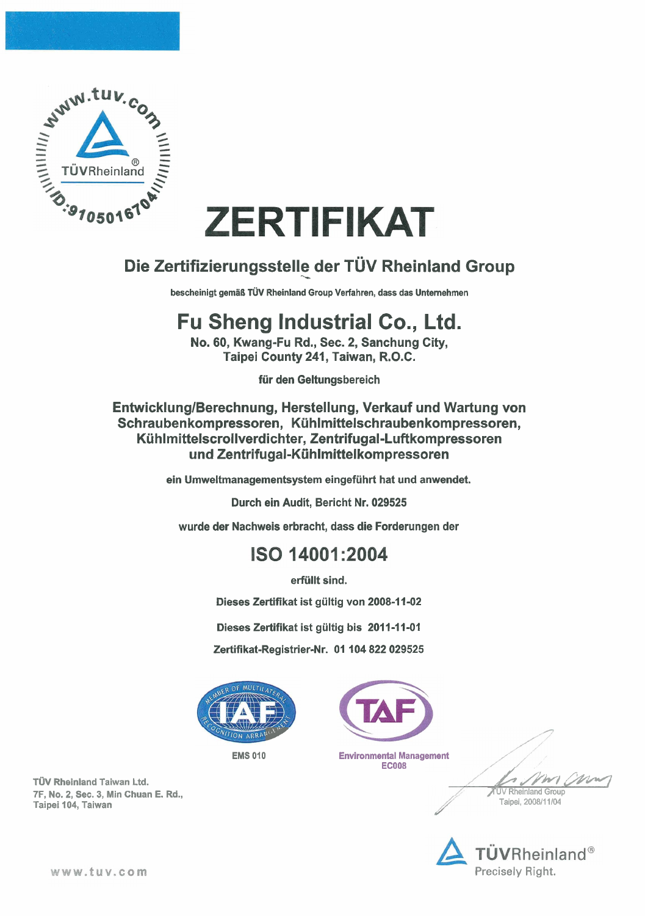www.tuv.com

TÜVRheinland®

ID:9105016704

# ZERTIFIKAT

## Die Zertifizierungsstelle der TÜV Rheinland Group

bescheinigt gemäß TÜV Rheinland Group Verfahren, dass das Unternehmen

## Fu Sheng Industrial Co., Ltd.

**No. 60, Kwang-Fu Rd., Sec. 2, Sanchung City,**
**Taipei County 241, Taiwan, R.O.C.**

**für den Geltungsbereich**

### Entwicklung/Berechnung, Herstellung, Verkauf und Wartung von Schraubenkompressoren, Kühlmittelschraubenkompressoren, Kühlmittelscrollverdichter, Zentrifugal-Luftkompressoren und Zentrifugal-Kühlmittelkompressoren

**ein Umweltmanagementsystem eingeführt hat und anwendet.**

**Durch ein Audit, Bericht Nr. 029525**

**wurde der Nachweis erbracht, dass die Forderungen der**

## ISO 14001:2004

**erfüllt sind.**

**Dieses Zertifikat ist gültig von 2008-11-02**

**Dieses Zertifikat ist gültig bis 2011-11-01**

**Zertifikat-Registrier-Nr. 01 104 822 029525**

MEMBER OF MULTILATERAL RECOGNITION ARRANGEMENT IAF

EMS 010

TAF

Environmental Management
EC008

TÜV Rheinland Group
Taipei, 2008/11/04

TÜV Rheinland Taiwan Ltd.
7F, No. 2, Sec. 3, Min Chuan E. Rd.,
Taipei 104, Taiwan

www.tuv.com

TÜVRheinland®
Precisely Right.